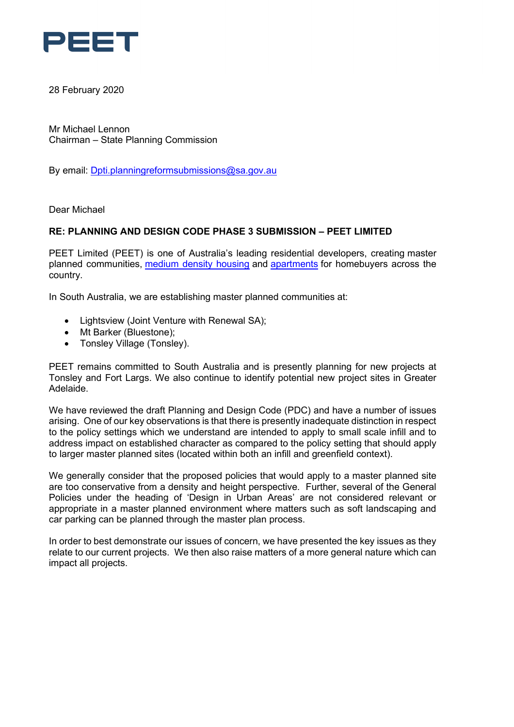**PEET**

28 February 2020

Mr Michael Lennon
Chairman – State Planning Commission

By email: Dpti.planningreformsubmissions@sa.gov.au

Dear Michael

**RE: PLANNING AND DESIGN CODE PHASE 3 SUBMISSION – PEET LIMITED**

PEET Limited (PEET) is one of Australia's leading residential developers, creating master planned communities, medium density housing and apartments for homebuyers across the country.

In South Australia, we are establishing master planned communities at:

- Lightsview (Joint Venture with Renewal SA);
- Mt Barker (Bluestone);
- Tonsley Village (Tonsley).

PEET remains committed to South Australia and is presently planning for new projects at Tonsley and Fort Largs. We also continue to identify potential new project sites in Greater Adelaide.

We have reviewed the draft Planning and Design Code (PDC) and have a number of issues arising. One of our key observations is that there is presently inadequate distinction in respect to the policy settings which we understand are intended to apply to small scale infill and to address impact on established character as compared to the policy setting that should apply to larger master planned sites (located within both an infill and greenfield context).

We generally consider that the proposed policies that would apply to a master planned site are too conservative from a density and height perspective. Further, several of the General Policies under the heading of 'Design in Urban Areas' are not considered relevant or appropriate in a master planned environment where matters such as soft landscaping and car parking can be planned through the master plan process.

In order to best demonstrate our issues of concern, we have presented the key issues as they relate to our current projects. We then also raise matters of a more general nature which can impact all projects.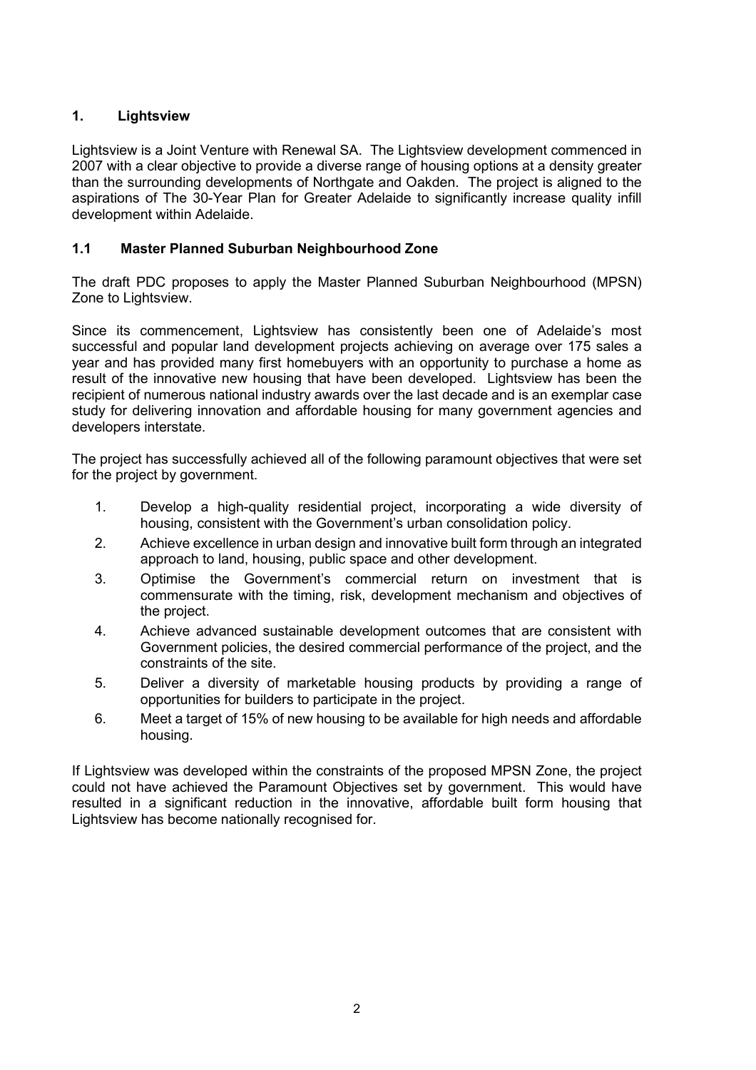## 1. Lightsview

Lightsview is a Joint Venture with Renewal SA. The Lightsview development commenced in 2007 with a clear objective to provide a diverse range of housing options at a density greater than the surrounding developments of Northgate and Oakden. The project is aligned to the aspirations of The 30-Year Plan for Greater Adelaide to significantly increase quality infill development within Adelaide.

### 1.1 Master Planned Suburban Neighbourhood Zone

The draft PDC proposes to apply the Master Planned Suburban Neighbourhood (MPSN) Zone to Lightsview.

Since its commencement, Lightsview has consistently been one of Adelaide's most successful and popular land development projects achieving on average over 175 sales a year and has provided many first homebuyers with an opportunity to purchase a home as result of the innovative new housing that have been developed. Lightsview has been the recipient of numerous national industry awards over the last decade and is an exemplar case study for delivering innovation and affordable housing for many government agencies and developers interstate.

The project has successfully achieved all of the following paramount objectives that were set for the project by government.

1. Develop a high-quality residential project, incorporating a wide diversity of housing, consistent with the Government's urban consolidation policy.
2. Achieve excellence in urban design and innovative built form through an integrated approach to land, housing, public space and other development.
3. Optimise the Government's commercial return on investment that is commensurate with the timing, risk, development mechanism and objectives of the project.
4. Achieve advanced sustainable development outcomes that are consistent with Government policies, the desired commercial performance of the project, and the constraints of the site.
5. Deliver a diversity of marketable housing products by providing a range of opportunities for builders to participate in the project.
6. Meet a target of 15% of new housing to be available for high needs and affordable housing.

If Lightsview was developed within the constraints of the proposed MPSN Zone, the project could not have achieved the Paramount Objectives set by government. This would have resulted in a significant reduction in the innovative, affordable built form housing that Lightsview has become nationally recognised for.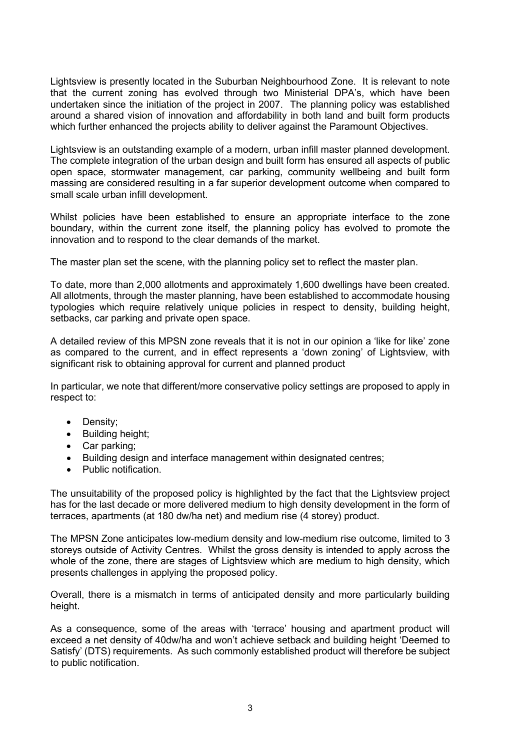Lightsview is presently located in the Suburban Neighbourhood Zone. It is relevant to note that the current zoning has evolved through two Ministerial DPA's, which have been undertaken since the initiation of the project in 2007. The planning policy was established around a shared vision of innovation and affordability in both land and built form products which further enhanced the projects ability to deliver against the Paramount Objectives.

Lightsview is an outstanding example of a modern, urban infill master planned development. The complete integration of the urban design and built form has ensured all aspects of public open space, stormwater management, car parking, community wellbeing and built form massing are considered resulting in a far superior development outcome when compared to small scale urban infill development.

Whilst policies have been established to ensure an appropriate interface to the zone boundary, within the current zone itself, the planning policy has evolved to promote the innovation and to respond to the clear demands of the market.

The master plan set the scene, with the planning policy set to reflect the master plan.

To date, more than 2,000 allotments and approximately 1,600 dwellings have been created. All allotments, through the master planning, have been established to accommodate housing typologies which require relatively unique policies in respect to density, building height, setbacks, car parking and private open space.

A detailed review of this MPSN zone reveals that it is not in our opinion a 'like for like' zone as compared to the current, and in effect represents a 'down zoning' of Lightsview, with significant risk to obtaining approval for current and planned product

In particular, we note that different/more conservative policy settings are proposed to apply in respect to:

- Density;
- Building height;
- Car parking;
- Building design and interface management within designated centres;
- Public notification.

The unsuitability of the proposed policy is highlighted by the fact that the Lightsview project has for the last decade or more delivered medium to high density development in the form of terraces, apartments (at 180 dw/ha net) and medium rise (4 storey) product.

The MPSN Zone anticipates low-medium density and low-medium rise outcome, limited to 3 storeys outside of Activity Centres. Whilst the gross density is intended to apply across the whole of the zone, there are stages of Lightsview which are medium to high density, which presents challenges in applying the proposed policy.

Overall, there is a mismatch in terms of anticipated density and more particularly building height.

As a consequence, some of the areas with 'terrace' housing and apartment product will exceed a net density of 40dw/ha and won't achieve setback and building height 'Deemed to Satisfy' (DTS) requirements. As such commonly established product will therefore be subject to public notification.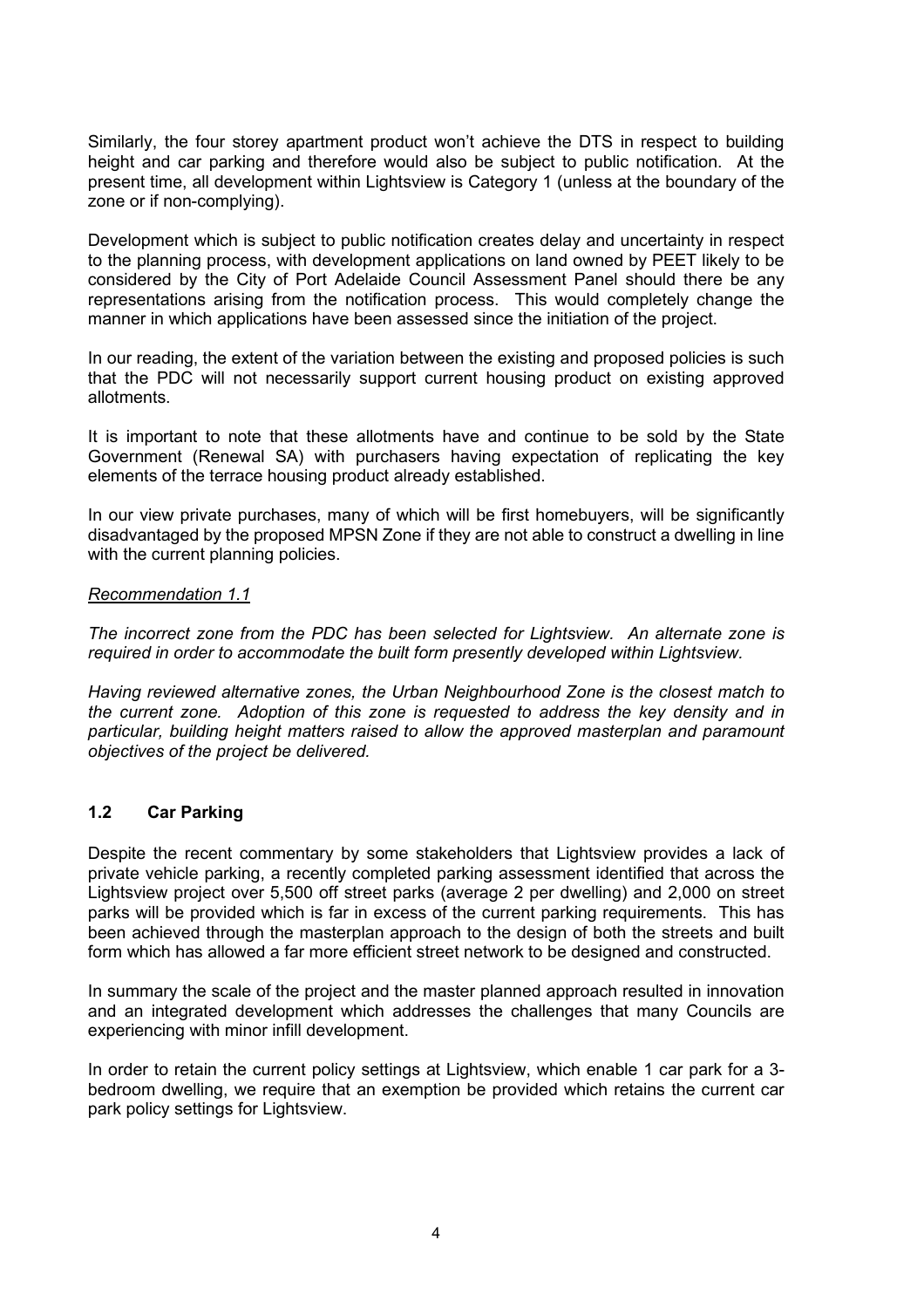Similarly, the four storey apartment product won't achieve the DTS in respect to building height and car parking and therefore would also be subject to public notification. At the present time, all development within Lightsview is Category 1 (unless at the boundary of the zone or if non-complying).

Development which is subject to public notification creates delay and uncertainty in respect to the planning process, with development applications on land owned by PEET likely to be considered by the City of Port Adelaide Council Assessment Panel should there be any representations arising from the notification process. This would completely change the manner in which applications have been assessed since the initiation of the project.

In our reading, the extent of the variation between the existing and proposed policies is such that the PDC will not necessarily support current housing product on existing approved allotments.

It is important to note that these allotments have and continue to be sold by the State Government (Renewal SA) with purchasers having expectation of replicating the key elements of the terrace housing product already established.

In our view private purchases, many of which will be first homebuyers, will be significantly disadvantaged by the proposed MPSN Zone if they are not able to construct a dwelling in line with the current planning policies.

*Recommendation 1.1*

*The incorrect zone from the PDC has been selected for Lightsview. An alternate zone is required in order to accommodate the built form presently developed within Lightsview.*

*Having reviewed alternative zones, the Urban Neighbourhood Zone is the closest match to the current zone. Adoption of this zone is requested to address the key density and in particular, building height matters raised to allow the approved masterplan and paramount objectives of the project be delivered.*

### 1.2 Car Parking

Despite the recent commentary by some stakeholders that Lightsview provides a lack of private vehicle parking, a recently completed parking assessment identified that across the Lightsview project over 5,500 off street parks (average 2 per dwelling) and 2,000 on street parks will be provided which is far in excess of the current parking requirements. This has been achieved through the masterplan approach to the design of both the streets and built form which has allowed a far more efficient street network to be designed and constructed.

In summary the scale of the project and the master planned approach resulted in innovation and an integrated development which addresses the challenges that many Councils are experiencing with minor infill development.

In order to retain the current policy settings at Lightsview, which enable 1 car park for a 3-bedroom dwelling, we require that an exemption be provided which retains the current car park policy settings for Lightsview.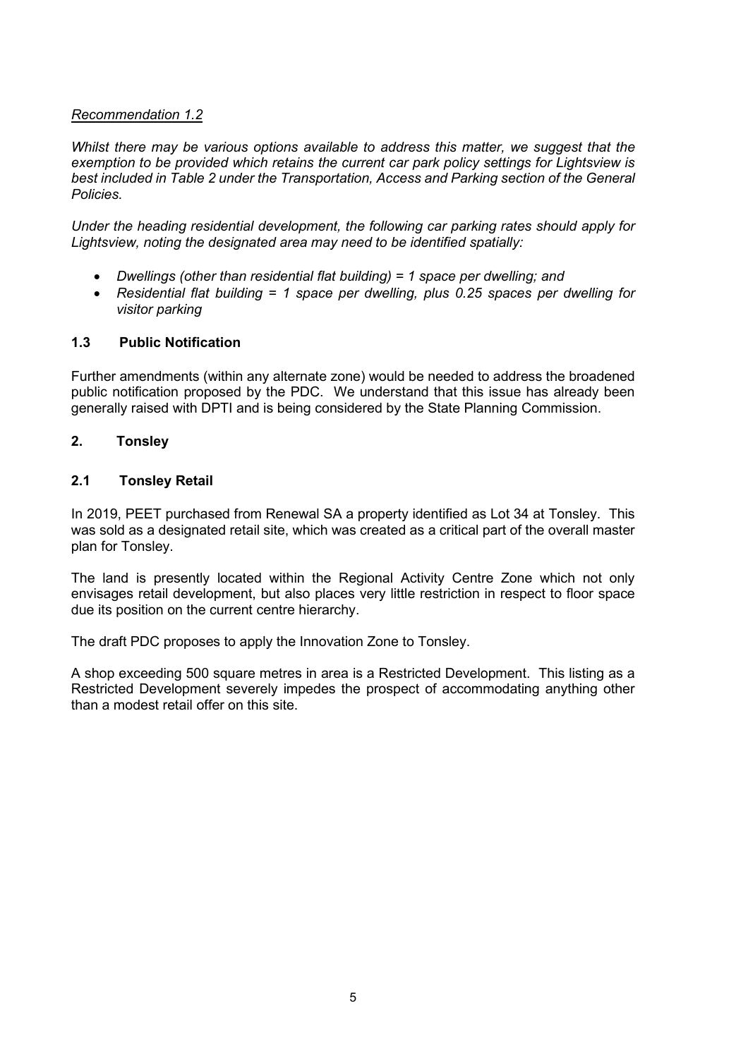*<u>Recommendation 1.2</u>*

*Whilst there may be various options available to address this matter, we suggest that the exemption to be provided which retains the current car park policy settings for Lightsview is best included in Table 2 under the Transportation, Access and Parking section of the General Policies.*

*Under the heading residential development, the following car parking rates should apply for Lightsview, noting the designated area may need to be identified spatially:*

- *Dwellings (other than residential flat building) = 1 space per dwelling; and*
- *Residential flat building = 1 space per dwelling, plus 0.25 spaces per dwelling for visitor parking*

### 1.3 Public Notification

Further amendments (within any alternate zone) would be needed to address the broadened public notification proposed by the PDC. We understand that this issue has already been generally raised with DPTI and is being considered by the State Planning Commission.

## 2. Tonsley

### 2.1 Tonsley Retail

In 2019, PEET purchased from Renewal SA a property identified as Lot 34 at Tonsley. This was sold as a designated retail site, which was created as a critical part of the overall master plan for Tonsley.

The land is presently located within the Regional Activity Centre Zone which not only envisages retail development, but also places very little restriction in respect to floor space due its position on the current centre hierarchy.

The draft PDC proposes to apply the Innovation Zone to Tonsley.

A shop exceeding 500 square metres in area is a Restricted Development. This listing as a Restricted Development severely impedes the prospect of accommodating anything other than a modest retail offer on this site.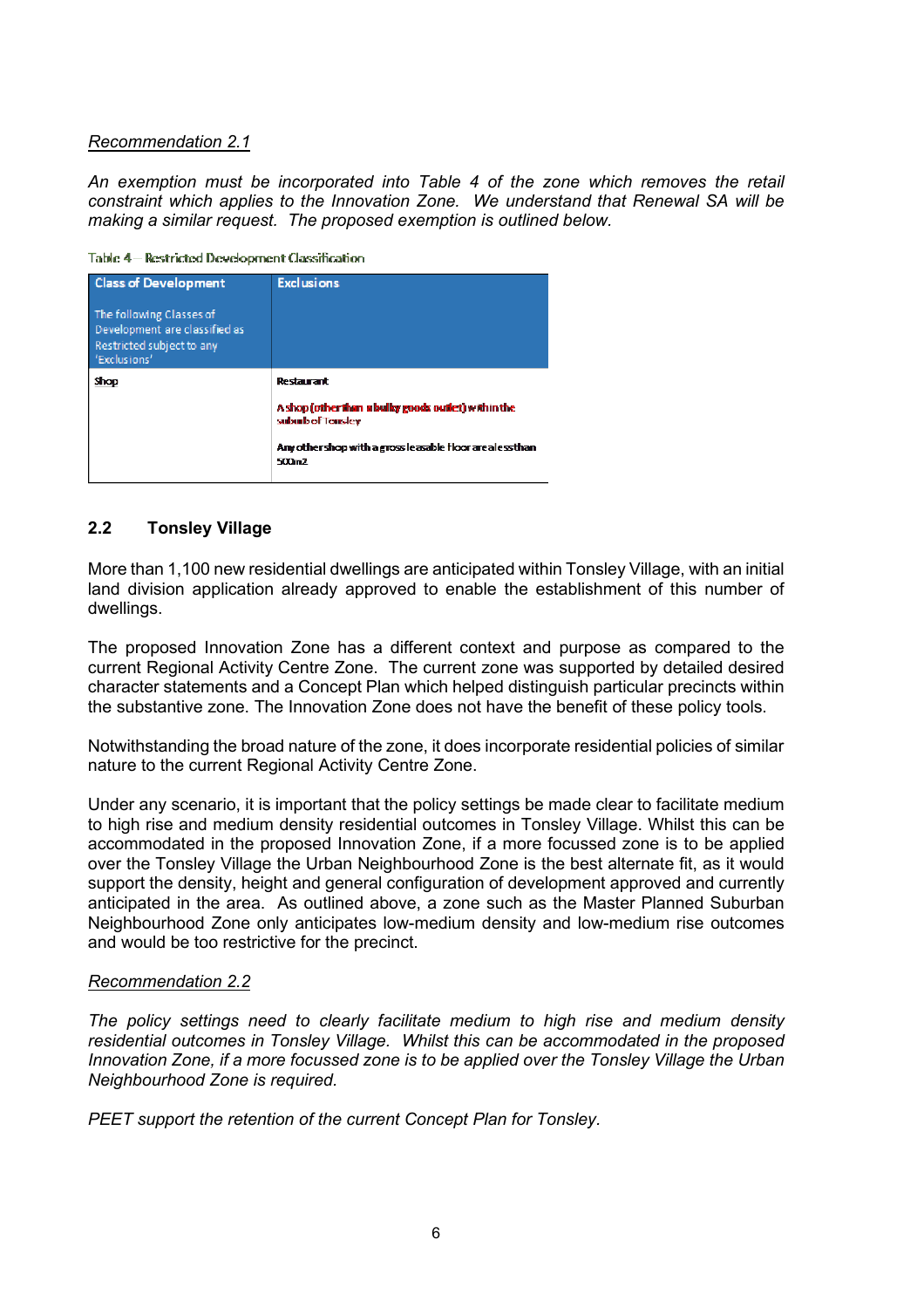*Recommendation 2.1*

*An exemption must be incorporated into Table 4 of the zone which removes the retail constraint which applies to the Innovation Zone. We understand that Renewal SA will be making a similar request. The proposed exemption is outlined below.*

Table 4 – Restricted Development Classification

| Class of Development<br><br>The following Classes of Development are classified as Restricted subject to any 'Exclusions' | Exclusions |
|---|---|
| Shop | Restaurant<br><br>A shop (other than a bulky goods outlet) within the suburb of Tonsley<br><br>Any other shop with a gross leasable floor area less than 500m2 |

## 2.2 Tonsley Village

More than 1,100 new residential dwellings are anticipated within Tonsley Village, with an initial land division application already approved to enable the establishment of this number of dwellings.

The proposed Innovation Zone has a different context and purpose as compared to the current Regional Activity Centre Zone. The current zone was supported by detailed desired character statements and a Concept Plan which helped distinguish particular precincts within the substantive zone. The Innovation Zone does not have the benefit of these policy tools.

Notwithstanding the broad nature of the zone, it does incorporate residential policies of similar nature to the current Regional Activity Centre Zone.

Under any scenario, it is important that the policy settings be made clear to facilitate medium to high rise and medium density residential outcomes in Tonsley Village. Whilst this can be accommodated in the proposed Innovation Zone, if a more focussed zone is to be applied over the Tonsley Village the Urban Neighbourhood Zone is the best alternate fit, as it would support the density, height and general configuration of development approved and currently anticipated in the area. As outlined above, a zone such as the Master Planned Suburban Neighbourhood Zone only anticipates low-medium density and low-medium rise outcomes and would be too restrictive for the precinct.

*Recommendation 2.2*

*The policy settings need to clearly facilitate medium to high rise and medium density residential outcomes in Tonsley Village. Whilst this can be accommodated in the proposed Innovation Zone, if a more focussed zone is to be applied over the Tonsley Village the Urban Neighbourhood Zone is required.*

*PEET support the retention of the current Concept Plan for Tonsley.*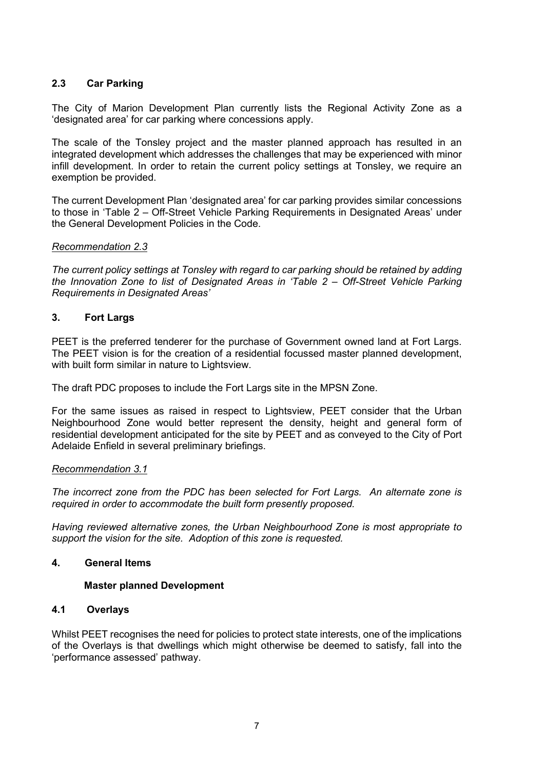### 2.3 Car Parking

The City of Marion Development Plan currently lists the Regional Activity Zone as a 'designated area' for car parking where concessions apply.

The scale of the Tonsley project and the master planned approach has resulted in an integrated development which addresses the challenges that may be experienced with minor infill development. In order to retain the current policy settings at Tonsley, we require an exemption be provided.

The current Development Plan 'designated area' for car parking provides similar concessions to those in 'Table 2 – Off-Street Vehicle Parking Requirements in Designated Areas' under the General Development Policies in the Code.

*Recommendation 2.3*

*The current policy settings at Tonsley with regard to car parking should be retained by adding the Innovation Zone to list of Designated Areas in 'Table 2 – Off-Street Vehicle Parking Requirements in Designated Areas'*

## 3. Fort Largs

PEET is the preferred tenderer for the purchase of Government owned land at Fort Largs. The PEET vision is for the creation of a residential focussed master planned development, with built form similar in nature to Lightsview.

The draft PDC proposes to include the Fort Largs site in the MPSN Zone.

For the same issues as raised in respect to Lightsview, PEET consider that the Urban Neighbourhood Zone would better represent the density, height and general form of residential development anticipated for the site by PEET and as conveyed to the City of Port Adelaide Enfield in several preliminary briefings.

*Recommendation 3.1*

*The incorrect zone from the PDC has been selected for Fort Largs. An alternate zone is required in order to accommodate the built form presently proposed.*

*Having reviewed alternative zones, the Urban Neighbourhood Zone is most appropriate to support the vision for the site. Adoption of this zone is requested.*

## 4. General Items

**Master planned Development**

### 4.1 Overlays

Whilst PEET recognises the need for policies to protect state interests, one of the implications of the Overlays is that dwellings which might otherwise be deemed to satisfy, fall into the 'performance assessed' pathway.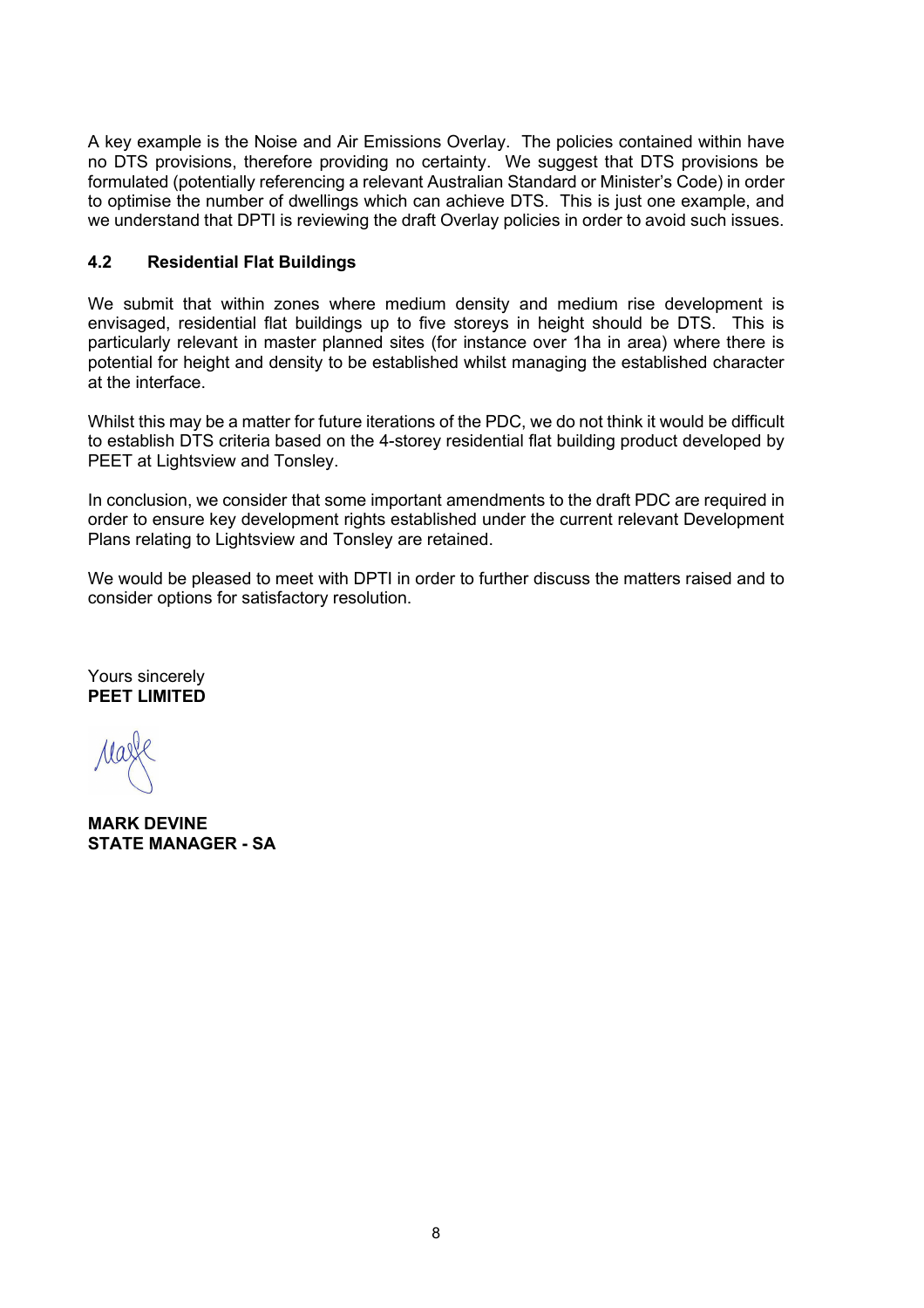A key example is the Noise and Air Emissions Overlay. The policies contained within have no DTS provisions, therefore providing no certainty. We suggest that DTS provisions be formulated (potentially referencing a relevant Australian Standard or Minister's Code) in order to optimise the number of dwellings which can achieve DTS. This is just one example, and we understand that DPTI is reviewing the draft Overlay policies in order to avoid such issues.

### 4.2 Residential Flat Buildings

We submit that within zones where medium density and medium rise development is envisaged, residential flat buildings up to five storeys in height should be DTS. This is particularly relevant in master planned sites (for instance over 1ha in area) where there is potential for height and density to be established whilst managing the established character at the interface.

Whilst this may be a matter for future iterations of the PDC, we do not think it would be difficult to establish DTS criteria based on the 4-storey residential flat building product developed by PEET at Lightsview and Tonsley.

In conclusion, we consider that some important amendments to the draft PDC are required in order to ensure key development rights established under the current relevant Development Plans relating to Lightsview and Tonsley are retained.

We would be pleased to meet with DPTI in order to further discuss the matters raised and to consider options for satisfactory resolution.

Yours sincerely
**PEET LIMITED**

**MARK DEVINE**
**STATE MANAGER - SA**